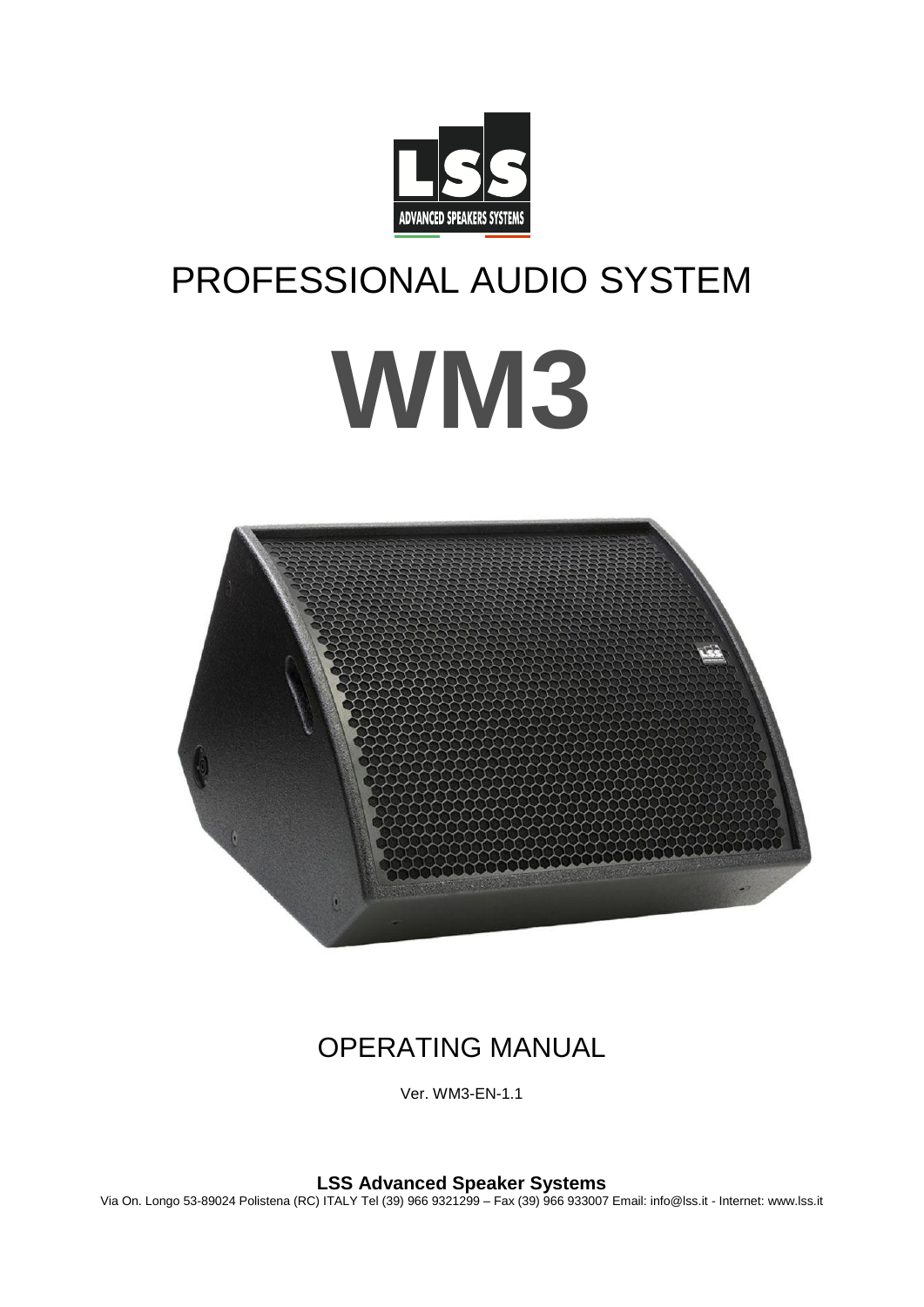LSS
ADVANCED SPEAKERS SYSTEMS

# PROFESSIONAL AUDIO SYSTEM

# WM3

## OPERATING MANUAL

Ver. WM3-EN-1.1

**LSS Advanced Speaker Systems**

Via On. Longo 53-89024 Polistena (RC) ITALY Tel (39) 966 9321299 – Fax (39) 966 933007 Email: info@lss.it - Internet: www.lss.it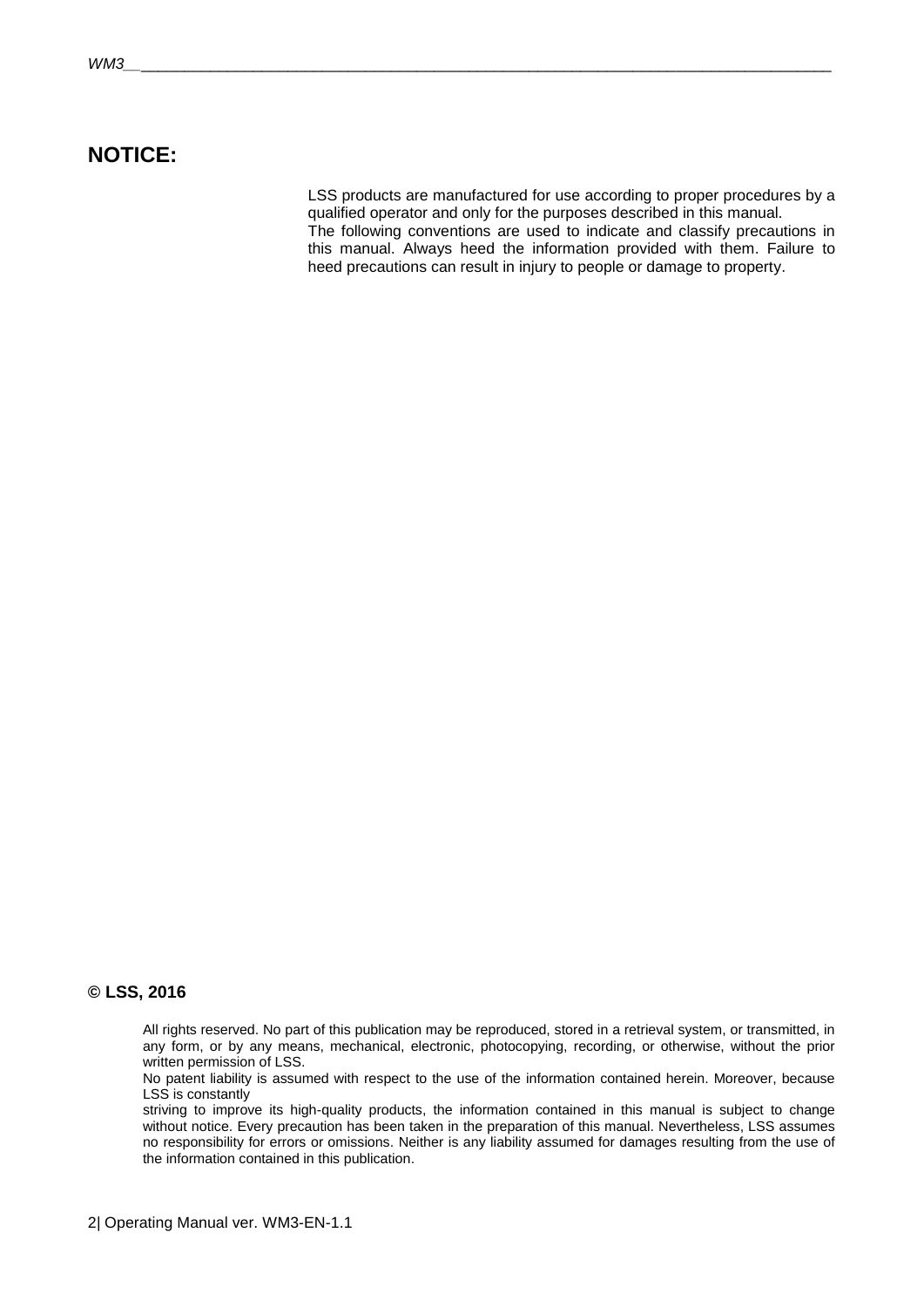# NOTICE:

LSS products are manufactured for use according to proper procedures by a qualified operator and only for the purposes described in this manual.
The following conventions are used to indicate and classify precautions in this manual. Always heed the information provided with them. Failure to heed precautions can result in injury to people or damage to property.

**© LSS, 2016**

All rights reserved. No part of this publication may be reproduced, stored in a retrieval system, or transmitted, in any form, or by any means, mechanical, electronic, photocopying, recording, or otherwise, without the prior written permission of LSS.
No patent liability is assumed with respect to the use of the information contained herein. Moreover, because LSS is constantly
striving to improve its high-quality products, the information contained in this manual is subject to change without notice. Every precaution has been taken in the preparation of this manual. Nevertheless, LSS assumes no responsibility for errors or omissions. Neither is any liability assumed for damages resulting from the use of the information contained in this publication.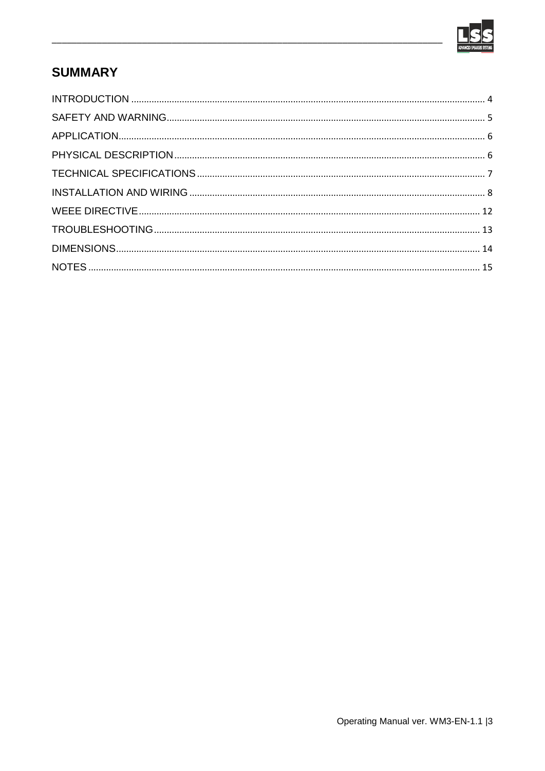## SUMMARY

INTRODUCTION ........................................................................................................................................ 4
SAFETY AND WARNING.......................................................................................................................... 5
APPLICATION............................................................................................................................................ 6
PHYSICAL DESCRIPTION........................................................................................................................ 6
TECHNICAL SPECIFICATIONS............................................................................................................... 7
INSTALLATION AND WIRING ................................................................................................................. 8
WEEE DIRECTIVE.................................................................................................................................... 12
TROUBLESHOOTING.............................................................................................................................. 13
DIMENSIONS............................................................................................................................................ 14
NOTES ...................................................................................................................................................... 15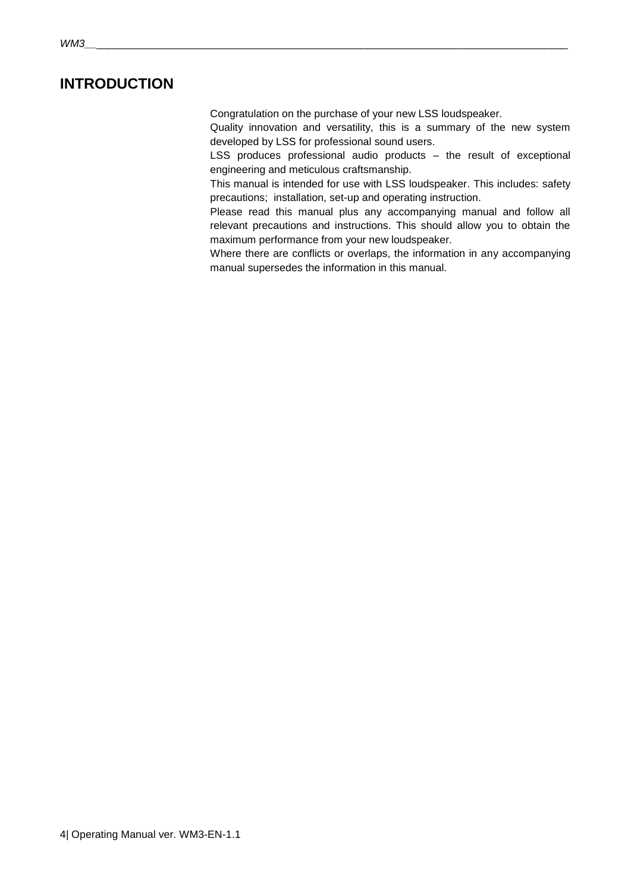# INTRODUCTION

Congratulation on the purchase of your new LSS loudspeaker.

Quality innovation and versatility, this is a summary of the new system developed by LSS for professional sound users.

LSS produces professional audio products – the result of exceptional engineering and meticulous craftsmanship.

This manual is intended for use with LSS loudspeaker. This includes: safety precautions; installation, set-up and operating instruction.

Please read this manual plus any accompanying manual and follow all relevant precautions and instructions. This should allow you to obtain the maximum performance from your new loudspeaker.

Where there are conflicts or overlaps, the information in any accompanying manual supersedes the information in this manual.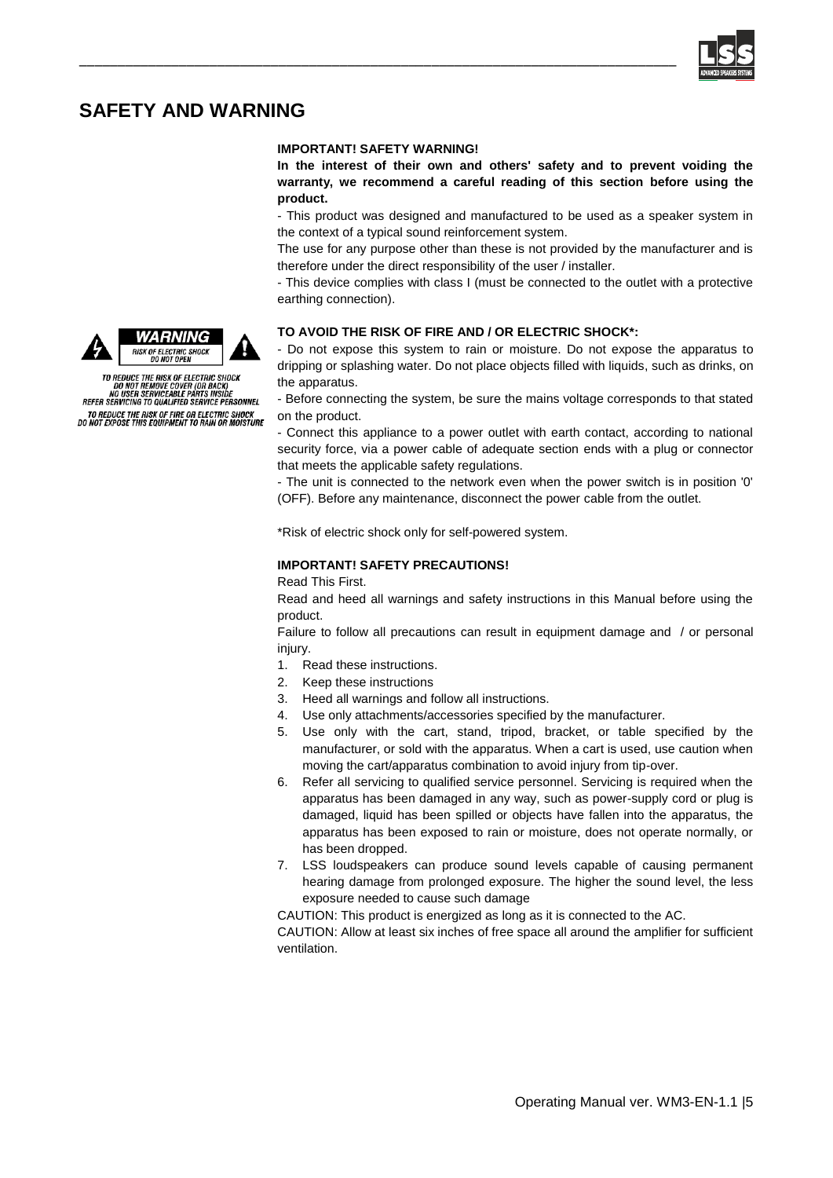# SAFETY AND WARNING

**IMPORTANT! SAFETY WARNING!**

**In the interest of their own and others' safety and to prevent voiding the warranty, we recommend a careful reading of this section before using the product.**

- This product was designed and manufactured to be used as a speaker system in the context of a typical sound reinforcement system.

The use for any purpose other than these is not provided by the manufacturer and is therefore under the direct responsibility of the user / installer.

- This device complies with class I (must be connected to the outlet with a protective earthing connection).

WARNING
RISK OF ELECTRIC SHOCK
DO NOT OPEN

TO REDUCE THE RISK OF ELECTRIC SHOCK
DO NOT REMOVE COVER (OR BACK)
NO USER SERVICEABLE PARTS INSIDE
REFER SERVICING TO QUALIFIED SERVICE PERSONNEL

TO REDUCE THE RISK OF FIRE OR ELECTRIC SHOCK
DO NOT EXPOSE THIS EQUIPMENT TO RAIN OR MOISTURE

**TO AVOID THE RISK OF FIRE AND / OR ELECTRIC SHOCK*:**

- Do not expose this system to rain or moisture. Do not expose the apparatus to dripping or splashing water. Do not place objects filled with liquids, such as drinks, on the apparatus.

- Before connecting the system, be sure the mains voltage corresponds to that stated on the product.

- Connect this appliance to a power outlet with earth contact, according to national security force, via a power cable of adequate section ends with a plug or connector that meets the applicable safety regulations.

- The unit is connected to the network even when the power switch is in position '0' (OFF). Before any maintenance, disconnect the power cable from the outlet.

*Risk of electric shock only for self-powered system.

**IMPORTANT! SAFETY PRECAUTIONS!**

Read This First.

Read and heed all warnings and safety instructions in this Manual before using the product.

Failure to follow all precautions can result in equipment damage and / or personal injury.

1. Read these instructions.
2. Keep these instructions
3. Heed all warnings and follow all instructions.
4. Use only attachments/accessories specified by the manufacturer.
5. Use only with the cart, stand, tripod, bracket, or table specified by the manufacturer, or sold with the apparatus. When a cart is used, use caution when moving the cart/apparatus combination to avoid injury from tip-over.
6. Refer all servicing to qualified service personnel. Servicing is required when the apparatus has been damaged in any way, such as power-supply cord or plug is damaged, liquid has been spilled or objects have fallen into the apparatus, the apparatus has been exposed to rain or moisture, does not operate normally, or has been dropped.
7. LSS loudspeakers can produce sound levels capable of causing permanent hearing damage from prolonged exposure. The higher the sound level, the less exposure needed to cause such damage

CAUTION: This product is energized as long as it is connected to the AC.

CAUTION: Allow at least six inches of free space all around the amplifier for sufficient ventilation.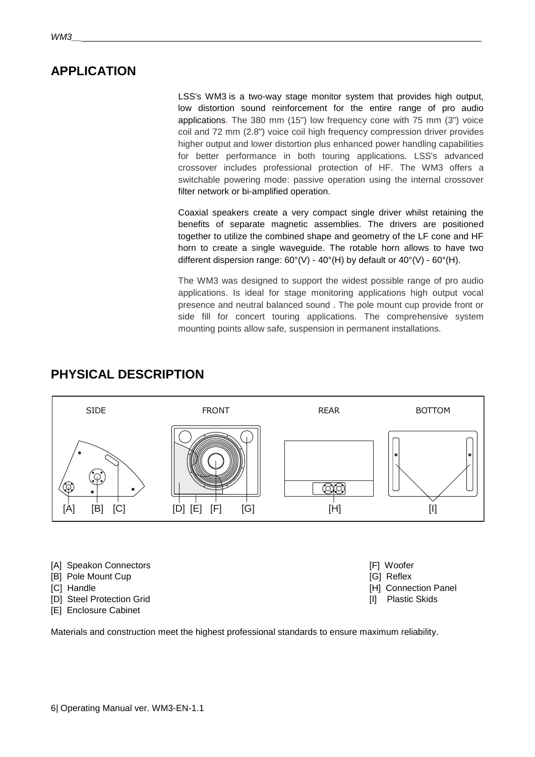## APPLICATION

LSS's WM3 is a two-way stage monitor system that provides high output, low distortion sound reinforcement for the entire range of pro audio applications. The 380 mm (15") low frequency cone with 75 mm (3") voice coil and 72 mm (2.8") voice coil high frequency compression driver provides higher output and lower distortion plus enhanced power handling capabilities for better performance in both touring applications. LSS's advanced crossover includes professional protection of HF. The WM3 offers a switchable powering mode: passive operation using the internal crossover filter network or bi-amplified operation.

Coaxial speakers create a very compact single driver whilst retaining the benefits of separate magnetic assemblies. The drivers are positioned together to utilize the combined shape and geometry of the LF cone and HF horn to create a single waveguide. The rotable horn allows to have two different dispersion range: 60°(V) - 40°(H) by default or 40°(V) - 60°(H).

The WM3 was designed to support the widest possible range of pro audio applications. Is ideal for stage monitoring applications high output vocal presence and neutral balanced sound . The pole mount cup provide front or side fill for concert touring applications. The comprehensive system mounting points allow safe, suspension in permanent installations.

## PHYSICAL DESCRIPTION

SIDE FRONT REAR BOTTOM

[A] [B] [C] [D] [E] [F] [G] [H] [I]

[A] Speakon Connectors
[B] Pole Mount Cup
[C] Handle
[D] Steel Protection Grid
[E] Enclosure Cabinet
[F] Woofer
[G] Reflex
[H] Connection Panel
[I] Plastic Skids

Materials and construction meet the highest professional standards to ensure maximum reliability.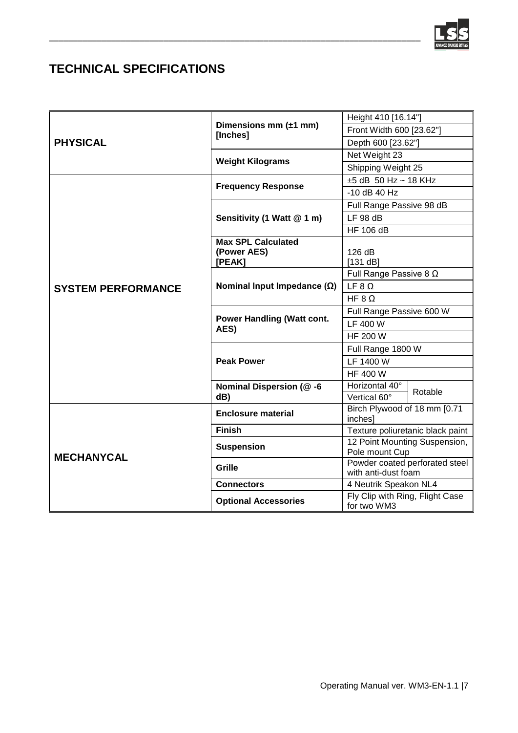## TECHNICAL SPECIFICATIONS

| | | | |
|---|---|---|---|
| **PHYSICAL** | **Dimensions mm (±1 mm) [Inches]** | Height 410 [16.14"] | |
| | | Front Width 600 [23.62"] | |
| | | Depth 600 [23.62"] | |
| | **Weight Kilograms** | Net Weight 23 | |
| | | Shipping Weight 25 | |
| **SYSTEM PERFORMANCE** | **Frequency Response** | ±5 dB 50 Hz ~ 18 KHz | |
| | | -10 dB 40 Hz | |
| | **Sensitivity (1 Watt @ 1 m)** | Full Range Passive 98 dB | |
| | | LF 98 dB | |
| | | HF 106 dB | |
| | **Max SPL Calculated (Power AES) [PEAK]** | 126 dB [131 dB] | |
| | **Nominal Input Impedance (Ω)** | Full Range Passive 8 Ω | |
| | | LF 8 Ω | |
| | | HF 8 Ω | |
| | **Power Handling (Watt cont. AES)** | Full Range Passive 600 W | |
| | | LF 400 W | |
| | | HF 200 W | |
| | **Peak Power** | Full Range 1800 W | |
| | | LF 1400 W | |
| | | HF 400 W | |
| | **Nominal Dispersion (@ -6 dB)** | Horizontal 40° | Rotable |
| | | Vertical 60° | |
| **MECHANYCAL** | **Enclosure material** | Birch Plywood of 18 mm [0.71 inches] | |
| | **Finish** | Texture poliuretanic black paint | |
| | **Suspension** | 12 Point Mounting Suspension, Pole mount Cup | |
| | **Grille** | Powder coated perforated steel with anti-dust foam | |
| | **Connectors** | 4 Neutrik Speakon NL4 | |
| | **Optional Accessories** | Fly Clip with Ring, Flight Case for two WM3 | |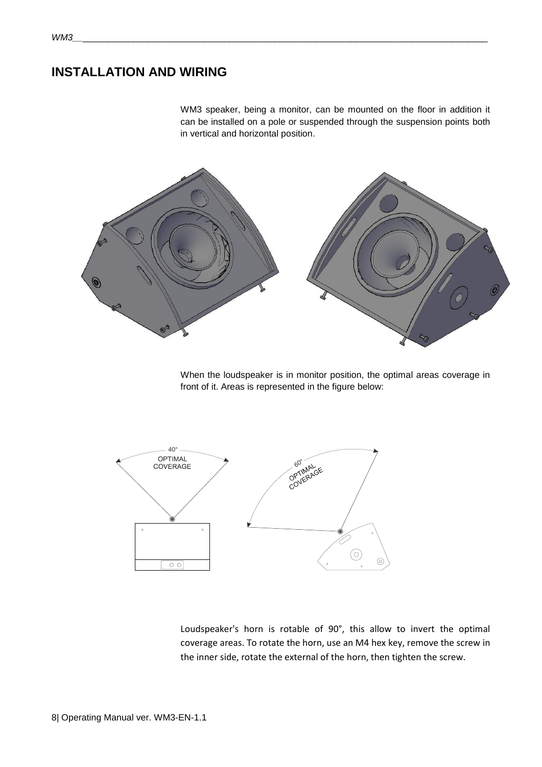# INSTALLATION AND WIRING

WM3 speaker, being a monitor, can be mounted on the floor in addition it can be installed on a pole or suspended through the suspension points both in vertical and horizontal position.

When the loudspeaker is in monitor position, the optimal areas coverage in front of it. Areas is represented in the figure below:

40° OPTIMAL COVERAGE

60° OPTIMAL COVERAGE

Loudspeaker's horn is rotable of 90°, this allow to invert the optimal coverage areas. To rotate the horn, use an M4 hex key, remove the screw in the inner side, rotate the external of the horn, then tighten the screw.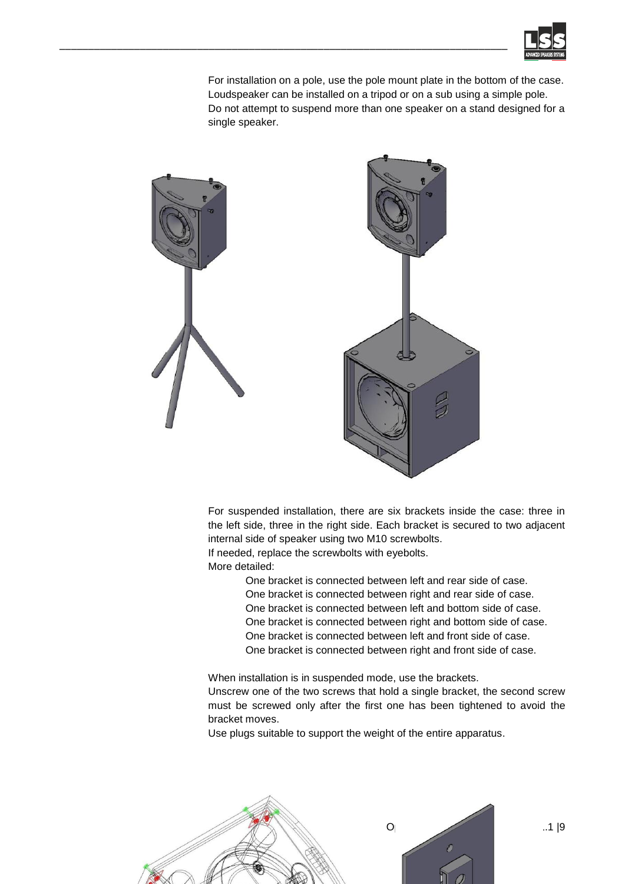For installation on a pole, use the pole mount plate in the bottom of the case. Loudspeaker can be installed on a tripod or on a sub using a simple pole. Do not attempt to suspend more than one speaker on a stand designed for a single speaker.

For suspended installation, there are six brackets inside the case: three in the left side, three in the right side. Each bracket is secured to two adjacent internal side of speaker using two M10 screwbolts.
If needed, replace the screwbolts with eyebolts.
More detailed:

- One bracket is connected between left and rear side of case.
- One bracket is connected between right and rear side of case.
- One bracket is connected between left and bottom side of case.
- One bracket is connected between right and bottom side of case.
- One bracket is connected between left and front side of case.
- One bracket is connected between right and front side of case.

When installation is in suspended mode, use the brackets.
Unscrew one of the two screws that hold a single bracket, the second screw must be screwed only after the first one has been tightened to avoid the bracket moves.
Use plugs suitable to support the weight of the entire apparatus.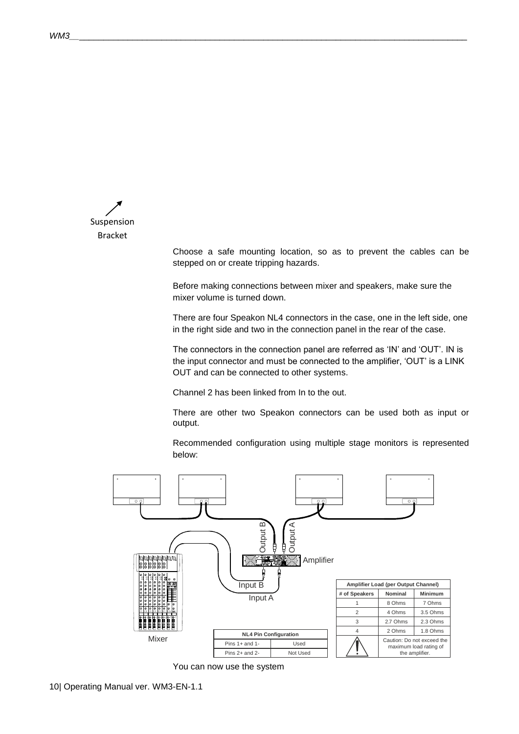Suspension Bracket

Choose a safe mounting location, so as to prevent the cables can be stepped on or create tripping hazards.

Before making connections between mixer and speakers, make sure the mixer volume is turned down.

There are four Speakon NL4 connectors in the case, one in the left side, one in the right side and two in the connection panel in the rear of the case.

The connectors in the connection panel are referred as 'IN' and 'OUT'. IN is the input connector and must be connected to the amplifier, 'OUT' is a LINK OUT and can be connected to other systems.

Channel 2 has been linked from In to the out.

There are other two Speakon connectors can be used both as input or output.

Recommended configuration using multiple stage monitors is represented below:

Output B Output A Amplifier Input B Input A Mixer

| NL4 Pin Configuration | |
|---|---|
| Pins 1+ and 1- | Used |
| Pins 2+ and 2- | Not Used |

| Amplifier Load (per Output Channel) | | |
|---|---|---|
| # of Speakers | Nominal | Minimum |
| 1 | 8 Ohms | 7 Ohms |
| 2 | 4 Ohms | 3.5 Ohms |
| 3 | 2.7 Ohms | 2.3 Ohms |
| 4 | 2 Ohms | 1.8 Ohms |
| ⚠ | Caution: Do not exceed the maximum load rating of the amplifier. | |

You can now use the system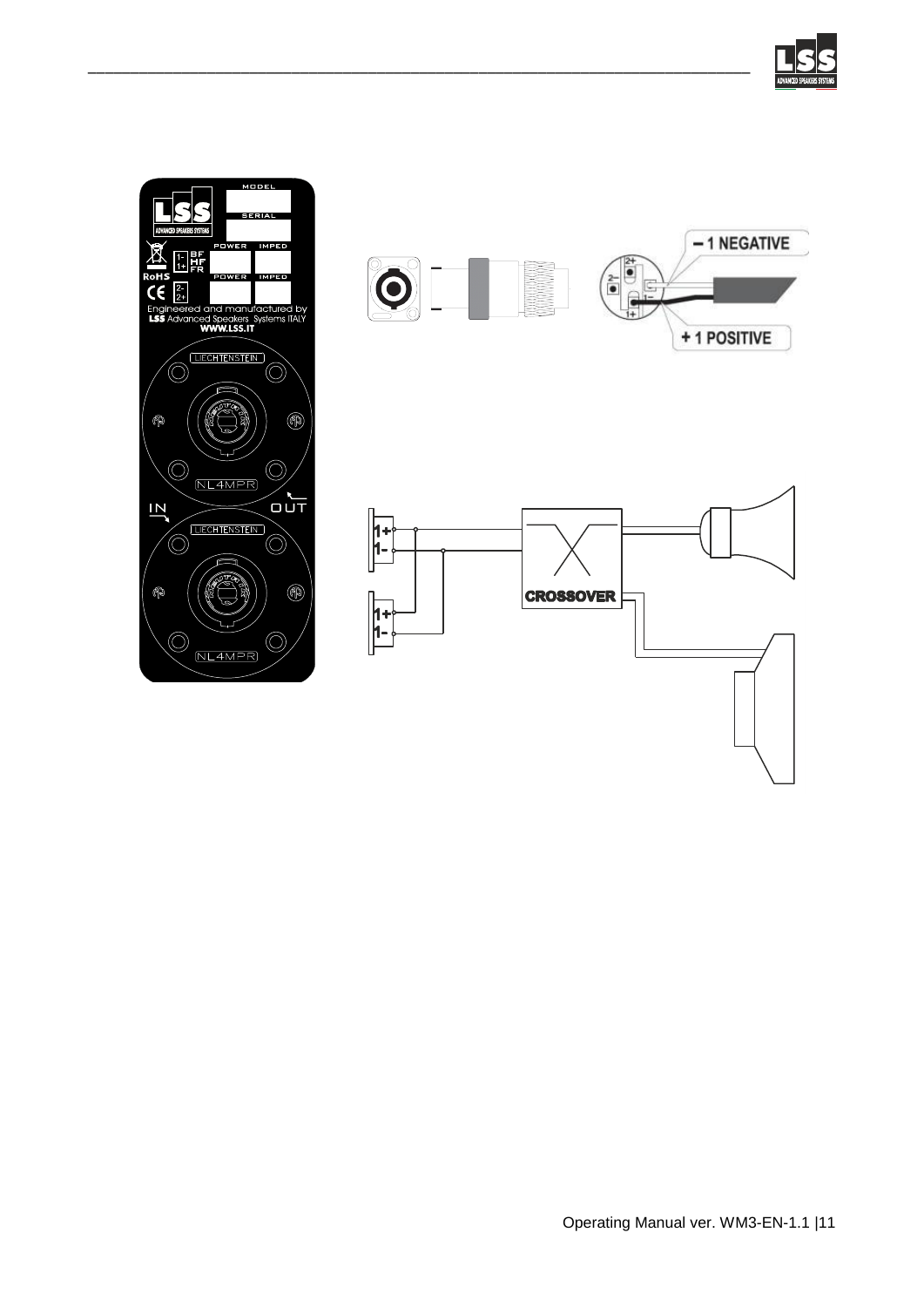MODEL

SERIAL

POWER IMPED

POWER IMPED

1- 1+ BF HF FR

2- 2+

RoHS

CE

Engineered and manufactured by
LSS Advanced Speakers Systems ITALY
WWW.LSS.IT

LIECHTENSTEIN

NL4MPR

IN

OUT

LIECHTENSTEIN

NL4MPR

– 1 NEGATIVE

+ 1 POSITIVE

2+ 2– 1– 1+

1+
1-

1+
1-

CROSSOVER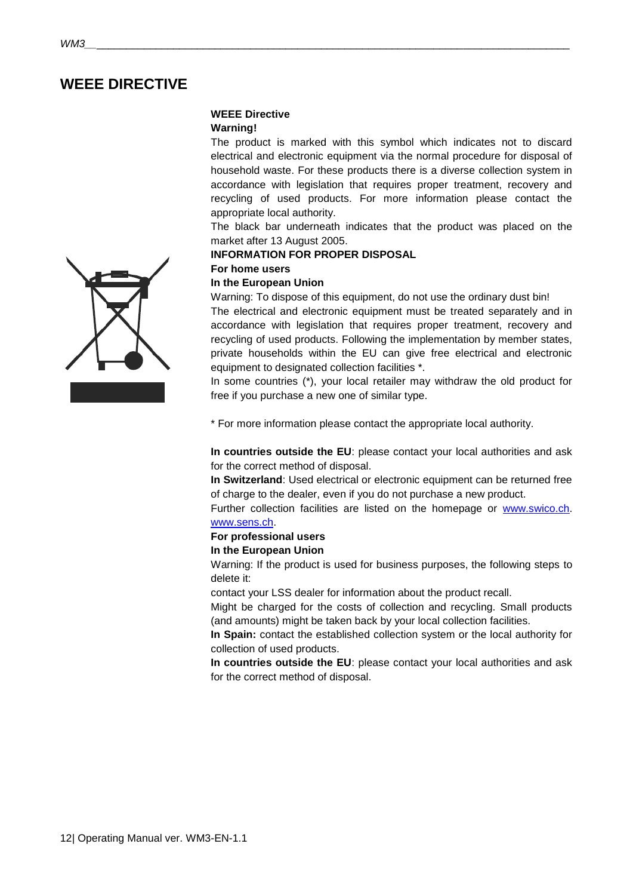# WEEE DIRECTIVE

**WEEE Directive**

**Warning!**

The product is marked with this symbol which indicates not to discard electrical and electronic equipment via the normal procedure for disposal of household waste. For these products there is a diverse collection system in accordance with legislation that requires proper treatment, recovery and recycling of used products. For more information please contact the appropriate local authority.

The black bar underneath indicates that the product was placed on the market after 13 August 2005.

**INFORMATION FOR PROPER DISPOSAL**

**For home users**

**In the European Union**

Warning: To dispose of this equipment, do not use the ordinary dust bin!

The electrical and electronic equipment must be treated separately and in accordance with legislation that requires proper treatment, recovery and recycling of used products. Following the implementation by member states, private households within the EU can give free electrical and electronic equipment to designated collection facilities *.

In some countries (*), your local retailer may withdraw the old product for free if you purchase a new one of similar type.

* For more information please contact the appropriate local authority.

**In countries outside the EU**: please contact your local authorities and ask for the correct method of disposal.

**In Switzerland**: Used electrical or electronic equipment can be returned free of charge to the dealer, even if you do not purchase a new product.

Further collection facilities are listed on the homepage or www.swico.ch. www.sens.ch.

**For professional users**

**In the European Union**

Warning: If the product is used for business purposes, the following steps to delete it:

contact your LSS dealer for information about the product recall.

Might be charged for the costs of collection and recycling. Small products (and amounts) might be taken back by your local collection facilities.

**In Spain:** contact the established collection system or the local authority for collection of used products.

**In countries outside the EU**: please contact your local authorities and ask for the correct method of disposal.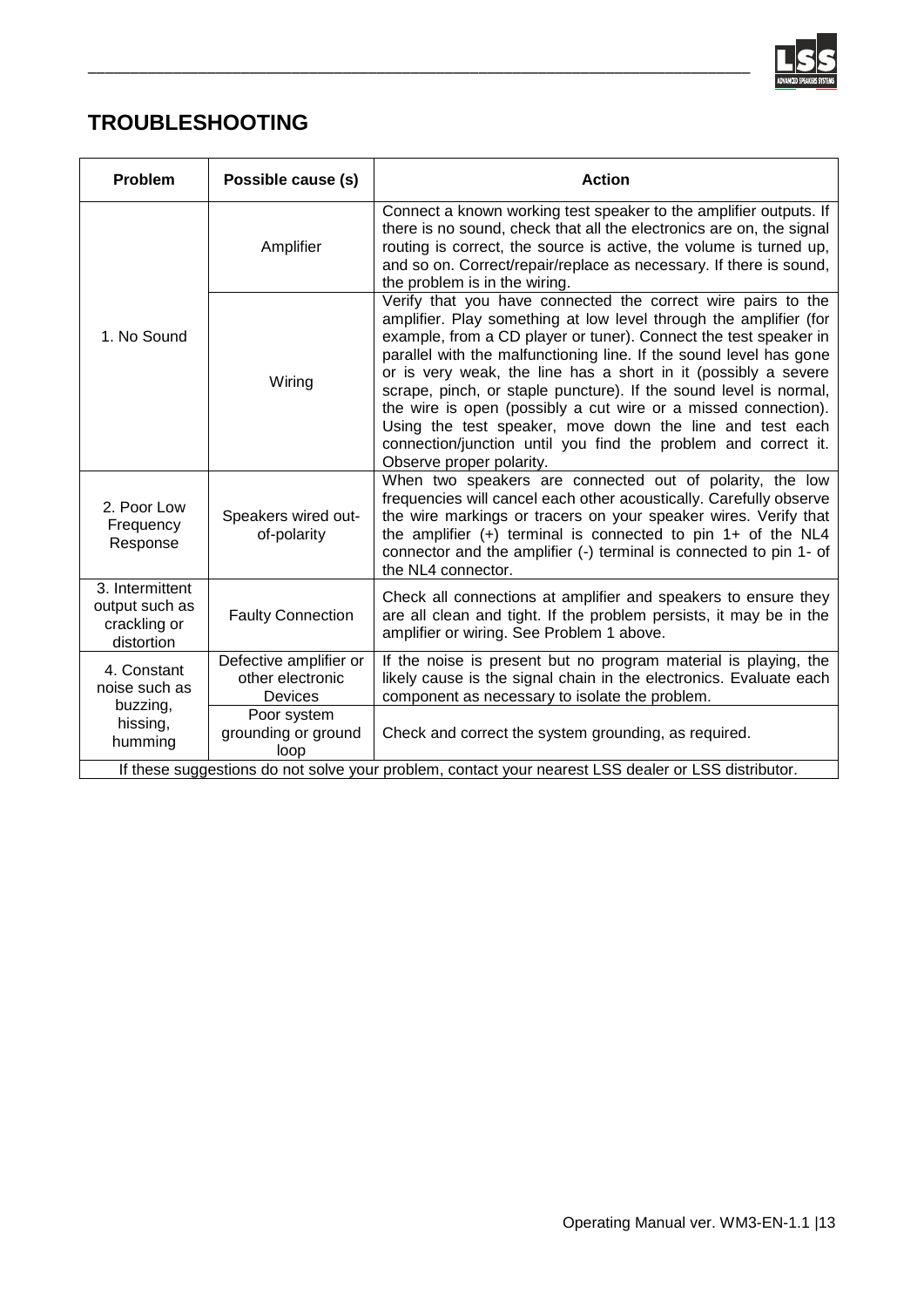## TROUBLESHOOTING

| Problem | Possible cause (s) | Action |
|---|---|---|
| 1. No Sound | Amplifier | Connect a known working test speaker to the amplifier outputs. If there is no sound, check that all the electronics are on, the signal routing is correct, the source is active, the volume is turned up, and so on. Correct/repair/replace as necessary. If there is sound, the problem is in the wiring. |
| | Wiring | Verify that you have connected the correct wire pairs to the amplifier. Play something at low level through the amplifier (for example, from a CD player or tuner). Connect the test speaker in parallel with the malfunctioning line. If the sound level has gone or is very weak, the line has a short in it (possibly a severe scrape, pinch, or staple puncture). If the sound level is normal, the wire is open (possibly a cut wire or a missed connection). Using the test speaker, move down the line and test each connection/junction until you find the problem and correct it. Observe proper polarity. |
| 2. Poor Low Frequency Response | Speakers wired out-of-polarity | When two speakers are connected out of polarity, the low frequencies will cancel each other acoustically. Carefully observe the wire markings or tracers on your speaker wires. Verify that the amplifier (+) terminal is connected to pin 1+ of the NL4 connector and the amplifier (-) terminal is connected to pin 1- of the NL4 connector. |
| 3. Intermittent output such as crackling or distortion | Faulty Connection | Check all connections at amplifier and speakers to ensure they are all clean and tight. If the problem persists, it may be in the amplifier or wiring. See Problem 1 above. |
| 4. Constant noise such as buzzing, hissing, humming | Defective amplifier or other electronic Devices | If the noise is present but no program material is playing, the likely cause is the signal chain in the electronics. Evaluate each component as necessary to isolate the problem. |
| | Poor system grounding or ground loop | Check and correct the system grounding, as required. |
| If these suggestions do not solve your problem, contact your nearest LSS dealer or LSS distributor. | | |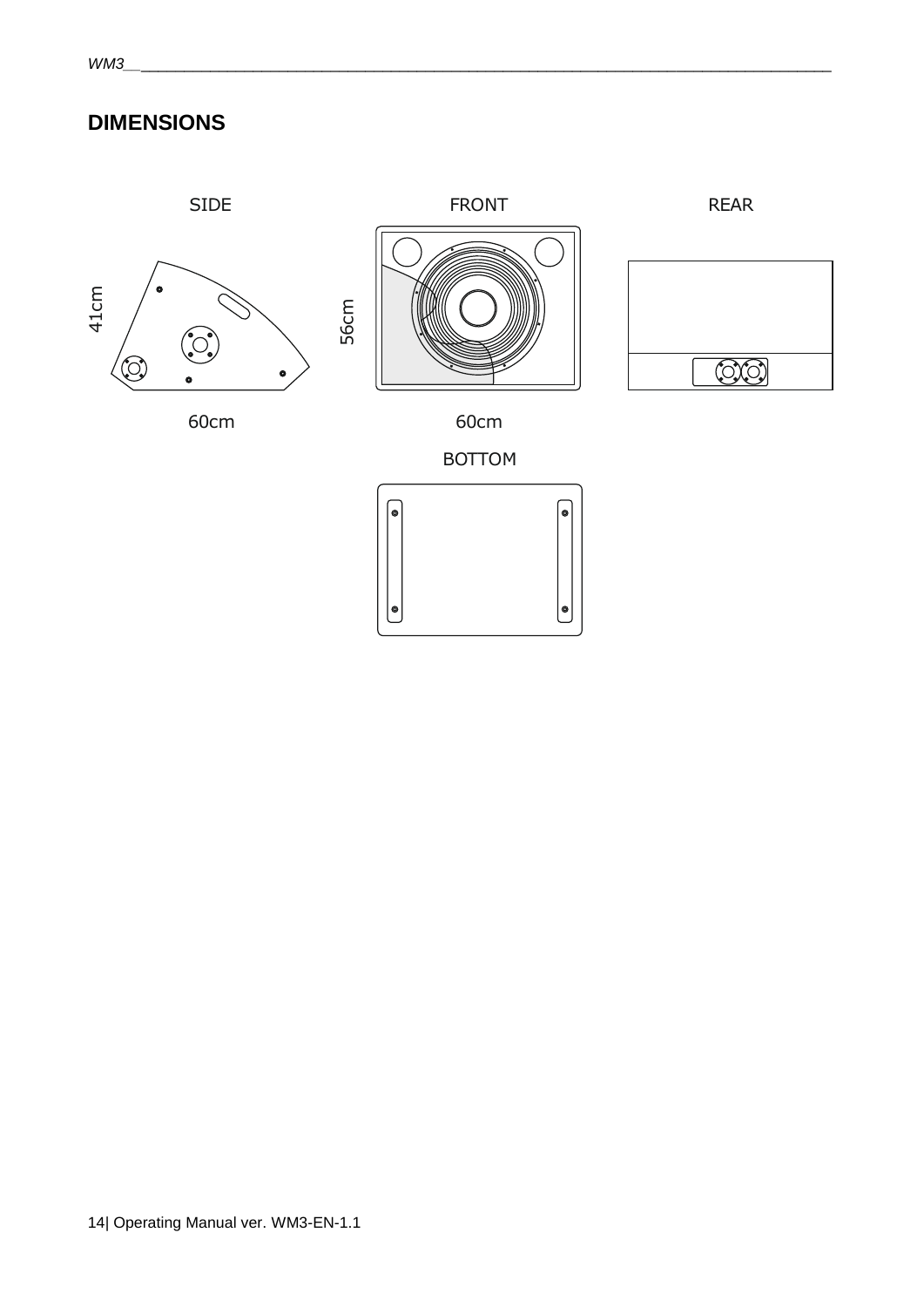## DIMENSIONS

SIDE

FRONT

REAR

41cm

56cm

60cm

60cm

BOTTOM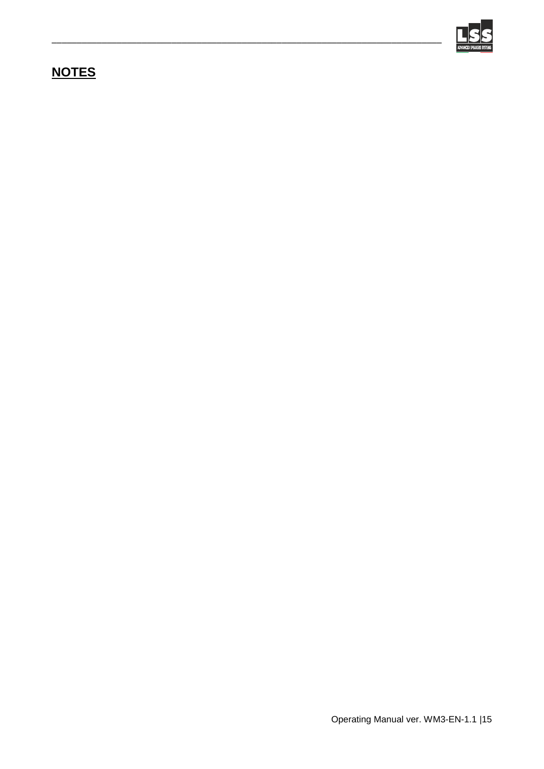## NOTES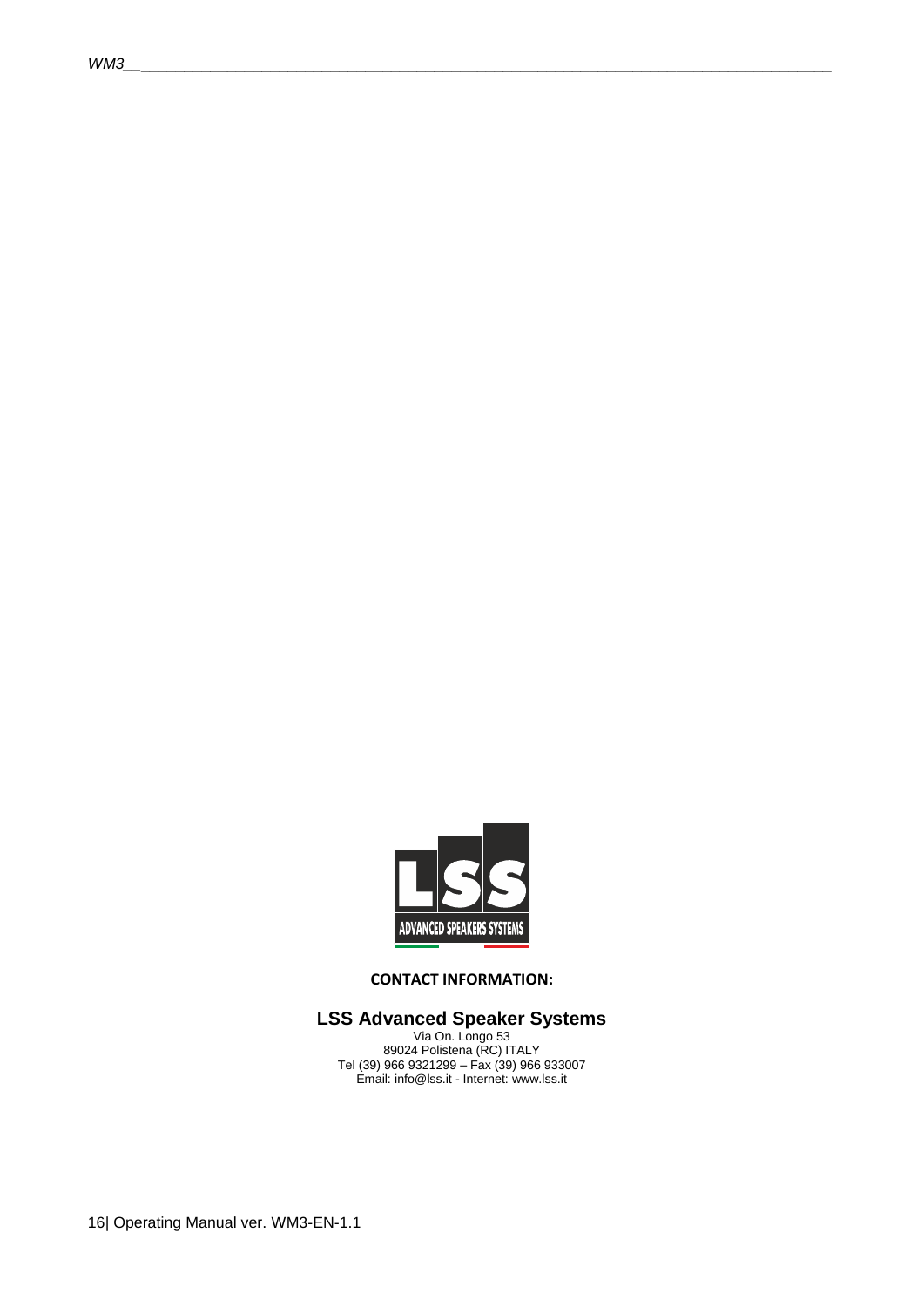**CONTACT INFORMATION:**

**LSS Advanced Speaker Systems**

Via On. Longo 53
89024 Polistena (RC) ITALY
Tel (39) 966 9321299 – Fax (39) 966 933007
Email: info@lss.it - Internet: www.lss.it